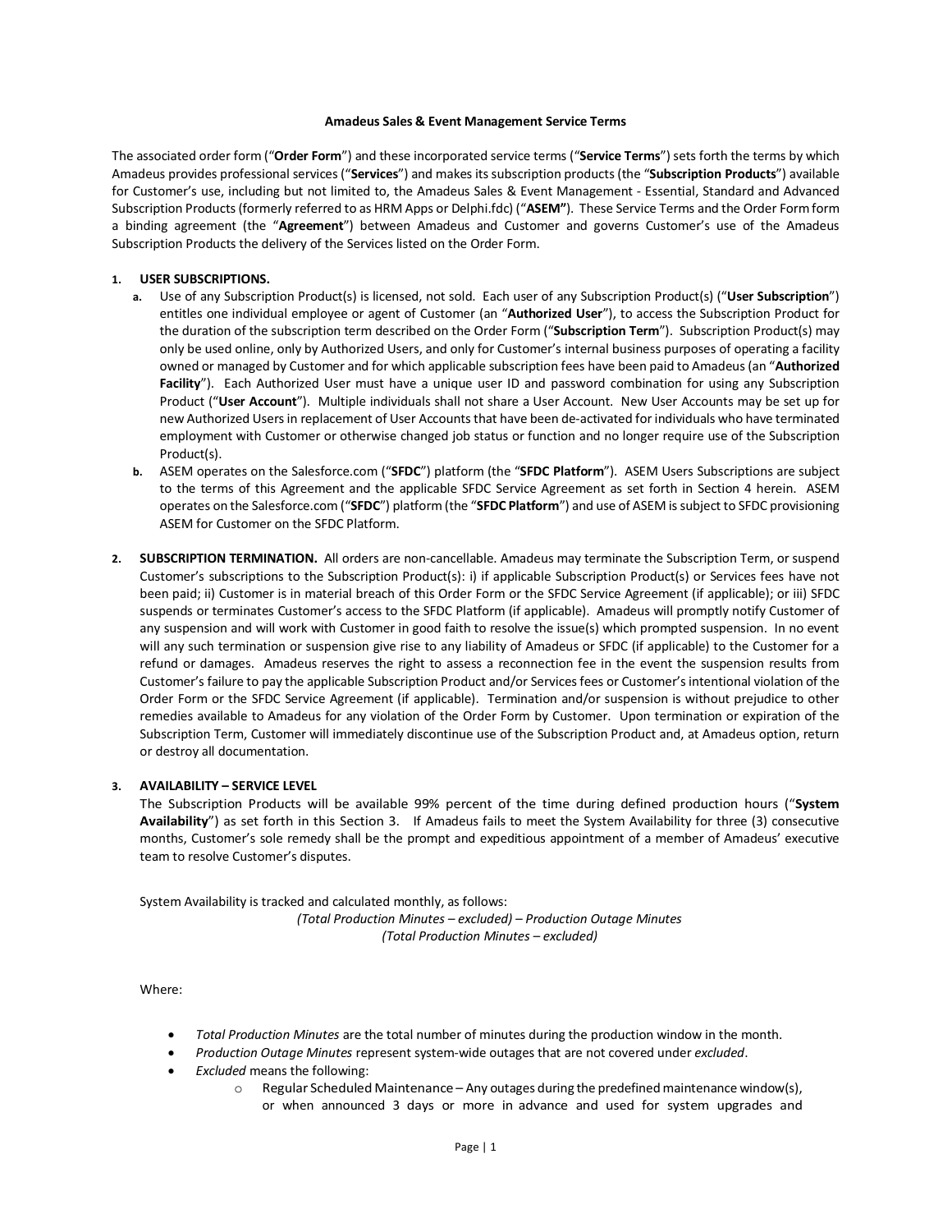**Amadeus Sales & Event Management Service Terms**

The associated order form ("**Order Form**") and these incorporated service terms ("**Service Terms**") sets forth the terms by which Amadeus provides professional services ("**Services**") and makes its subscription products (the "**Subscription Products**") available for Customer's use, including but not limited to, the Amadeus Sales & Event Management - Essential, Standard and Advanced Subscription Products (formerly referred to as HRM Apps or Delphi.fdc) ("**ASEM"**). These Service Terms and the Order Form form a binding agreement (the "**Agreement**") between Amadeus and Customer and governs Customer's use of the Amadeus Subscription Products the delivery of the Services listed on the Order Form.

1. **USER SUBSCRIPTIONS.**
   a. Use of any Subscription Product(s) is licensed, not sold. Each user of any Subscription Product(s) ("**User Subscription**") entitles one individual employee or agent of Customer (an "**Authorized User**"), to access the Subscription Product for the duration of the subscription term described on the Order Form ("**Subscription Term**"). Subscription Product(s) may only be used online, only by Authorized Users, and only for Customer's internal business purposes of operating a facility owned or managed by Customer and for which applicable subscription fees have been paid to Amadeus (an "**Authorized Facility**"). Each Authorized User must have a unique user ID and password combination for using any Subscription Product ("**User Account**"). Multiple individuals shall not share a User Account. New User Accounts may be set up for new Authorized Users in replacement of User Accounts that have been de-activated for individuals who have terminated employment with Customer or otherwise changed job status or function and no longer require use of the Subscription Product(s).
   b. ASEM operates on the Salesforce.com ("**SFDC**") platform (the "**SFDC Platform**"). ASEM Users Subscriptions are subject to the terms of this Agreement and the applicable SFDC Service Agreement as set forth in Section 4 herein. ASEM operates on the Salesforce.com ("**SFDC**") platform (the "**SFDC Platform**") and use of ASEM is subject to SFDC provisioning ASEM for Customer on the SFDC Platform.

2. **SUBSCRIPTION TERMINATION.** All orders are non-cancellable. Amadeus may terminate the Subscription Term, or suspend Customer's subscriptions to the Subscription Product(s): i) if applicable Subscription Product(s) or Services fees have not been paid; ii) Customer is in material breach of this Order Form or the SFDC Service Agreement (if applicable); or iii) SFDC suspends or terminates Customer's access to the SFDC Platform (if applicable). Amadeus will promptly notify Customer of any suspension and will work with Customer in good faith to resolve the issue(s) which prompted suspension. In no event will any such termination or suspension give rise to any liability of Amadeus or SFDC (if applicable) to the Customer for a refund or damages. Amadeus reserves the right to assess a reconnection fee in the event the suspension results from Customer's failure to pay the applicable Subscription Product and/or Services fees or Customer's intentional violation of the Order Form or the SFDC Service Agreement (if applicable). Termination and/or suspension is without prejudice to other remedies available to Amadeus for any violation of the Order Form by Customer. Upon termination or expiration of the Subscription Term, Customer will immediately discontinue use of the Subscription Product and, at Amadeus option, return or destroy all documentation.

3. **AVAILABILITY – SERVICE LEVEL**
   The Subscription Products will be available 99% percent of the time during defined production hours ("**System Availability**") as set forth in this Section 3. If Amadeus fails to meet the System Availability for three (3) consecutive months, Customer's sole remedy shall be the prompt and expeditious appointment of a member of Amadeus' executive team to resolve Customer's disputes.

   System Availability is tracked and calculated monthly, as follows:

   $$\frac{(\text{Total Production Minutes} - \text{excluded}) - \text{Production Outage Minutes}}{(\text{Total Production Minutes} - \text{excluded})}$$

   Where:

   - *Total Production Minutes* are the total number of minutes during the production window in the month.
   - *Production Outage Minutes* represent system-wide outages that are not covered under *excluded*.
   - *Excluded* means the following:
     - Regular Scheduled Maintenance – Any outages during the predefined maintenance window(s), or when announced 3 days or more in advance and used for system upgrades and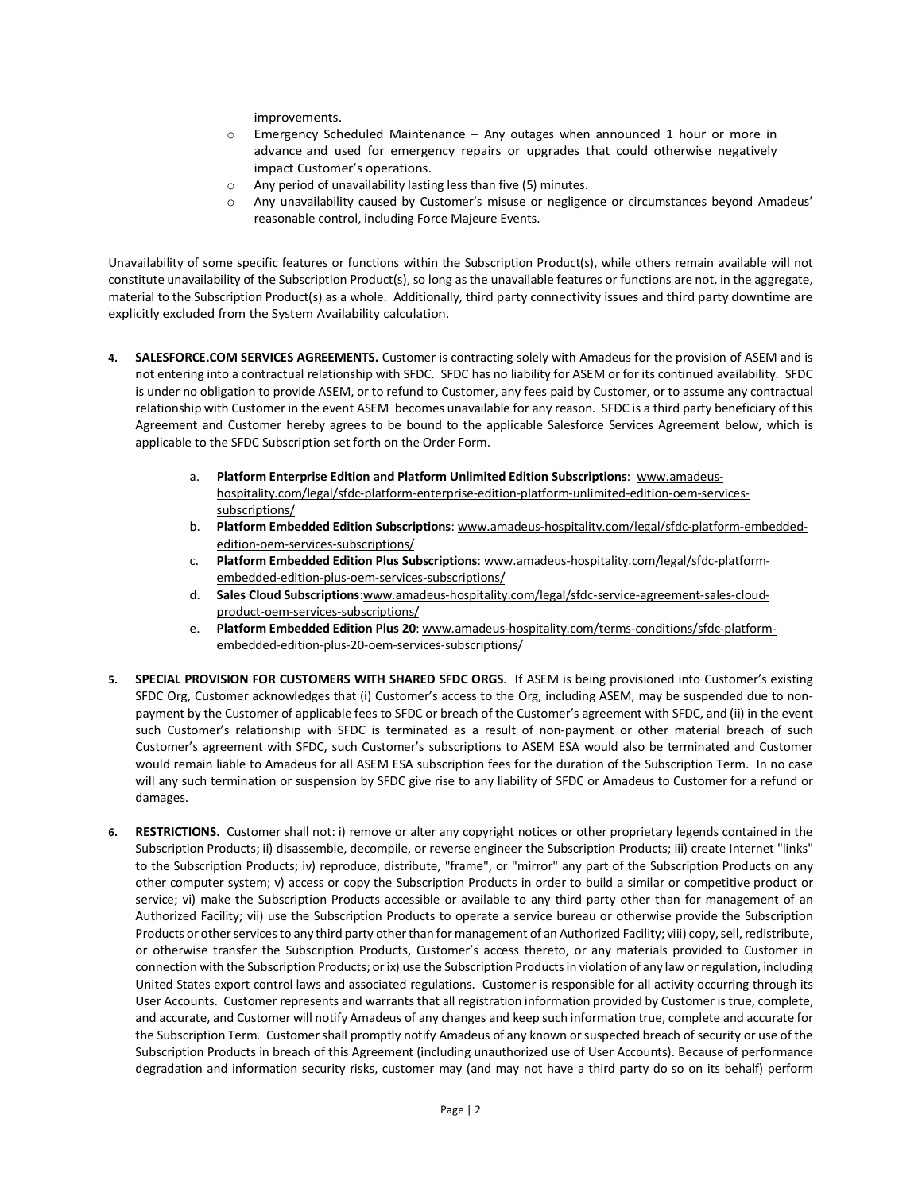improvements.

- Emergency Scheduled Maintenance – Any outages when announced 1 hour or more in advance and used for emergency repairs or upgrades that could otherwise negatively impact Customer's operations.
- Any period of unavailability lasting less than five (5) minutes.
- Any unavailability caused by Customer's misuse or negligence or circumstances beyond Amadeus' reasonable control, including Force Majeure Events.

Unavailability of some specific features or functions within the Subscription Product(s), while others remain available will not constitute unavailability of the Subscription Product(s), so long as the unavailable features or functions are not, in the aggregate, material to the Subscription Product(s) as a whole. Additionally, third party connectivity issues and third party downtime are explicitly excluded from the System Availability calculation.

4. **SALESFORCE.COM SERVICES AGREEMENTS.** Customer is contracting solely with Amadeus for the provision of ASEM and is not entering into a contractual relationship with SFDC. SFDC has no liability for ASEM or for its continued availability. SFDC is under no obligation to provide ASEM, or to refund to Customer, any fees paid by Customer, or to assume any contractual relationship with Customer in the event ASEM becomes unavailable for any reason. SFDC is a third party beneficiary of this Agreement and Customer hereby agrees to be bound to the applicable Salesforce Services Agreement below, which is applicable to the SFDC Subscription set forth on the Order Form.

   a. **Platform Enterprise Edition and Platform Unlimited Edition Subscriptions**: www.amadeus-hospitality.com/legal/sfdc-platform-enterprise-edition-platform-unlimited-edition-oem-services-subscriptions/
   b. **Platform Embedded Edition Subscriptions**: www.amadeus-hospitality.com/legal/sfdc-platform-embedded-edition-oem-services-subscriptions/
   c. **Platform Embedded Edition Plus Subscriptions**: www.amadeus-hospitality.com/legal/sfdc-platform-embedded-edition-plus-oem-services-subscriptions/
   d. **Sales Cloud Subscriptions**:www.amadeus-hospitality.com/legal/sfdc-service-agreement-sales-cloud-product-oem-services-subscriptions/
   e. **Platform Embedded Edition Plus 20**: www.amadeus-hospitality.com/terms-conditions/sfdc-platform-embedded-edition-plus-20-oem-services-subscriptions/

5. **SPECIAL PROVISION FOR CUSTOMERS WITH SHARED SFDC ORGS**. If ASEM is being provisioned into Customer's existing SFDC Org, Customer acknowledges that (i) Customer's access to the Org, including ASEM, may be suspended due to non-payment by the Customer of applicable fees to SFDC or breach of the Customer's agreement with SFDC, and (ii) in the event such Customer's relationship with SFDC is terminated as a result of non-payment or other material breach of such Customer's agreement with SFDC, such Customer's subscriptions to ASEM ESA would also be terminated and Customer would remain liable to Amadeus for all ASEM ESA subscription fees for the duration of the Subscription Term. In no case will any such termination or suspension by SFDC give rise to any liability of SFDC or Amadeus to Customer for a refund or damages.

6. **RESTRICTIONS.** Customer shall not: i) remove or alter any copyright notices or other proprietary legends contained in the Subscription Products; ii) disassemble, decompile, or reverse engineer the Subscription Products; iii) create Internet "links" to the Subscription Products; iv) reproduce, distribute, "frame", or "mirror" any part of the Subscription Products on any other computer system; v) access or copy the Subscription Products in order to build a similar or competitive product or service; vi) make the Subscription Products accessible or available to any third party other than for management of an Authorized Facility; vii) use the Subscription Products to operate a service bureau or otherwise provide the Subscription Products or other services to any third party other than for management of an Authorized Facility; viii) copy, sell, redistribute, or otherwise transfer the Subscription Products, Customer's access thereto, or any materials provided to Customer in connection with the Subscription Products; or ix) use the Subscription Products in violation of any law or regulation, including United States export control laws and associated regulations. Customer is responsible for all activity occurring through its User Accounts. Customer represents and warrants that all registration information provided by Customer is true, complete, and accurate, and Customer will notify Amadeus of any changes and keep such information true, complete and accurate for the Subscription Term. Customer shall promptly notify Amadeus of any known or suspected breach of security or use of the Subscription Products in breach of this Agreement (including unauthorized use of User Accounts). Because of performance degradation and information security risks, customer may (and may not have a third party do so on its behalf) perform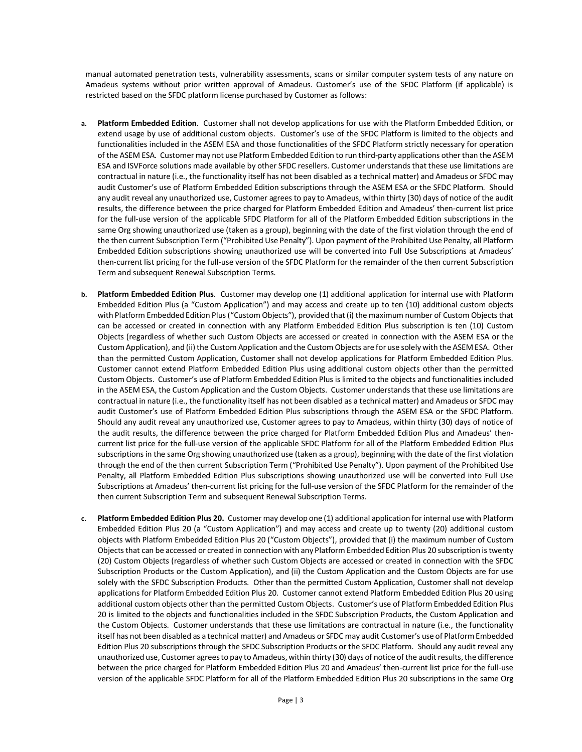manual automated penetration tests, vulnerability assessments, scans or similar computer system tests of any nature on Amadeus systems without prior written approval of Amadeus. Customer's use of the SFDC Platform (if applicable) is restricted based on the SFDC platform license purchased by Customer as follows:

a. **Platform Embedded Edition**. Customer shall not develop applications for use with the Platform Embedded Edition, or extend usage by use of additional custom objects. Customer's use of the SFDC Platform is limited to the objects and functionalities included in the ASEM ESA and those functionalities of the SFDC Platform strictly necessary for operation of the ASEM ESA. Customer may not use Platform Embedded Edition to run third-party applications other than the ASEM ESA and ISVForce solutions made available by other SFDC resellers. Customer understands that these use limitations are contractual in nature (i.e., the functionality itself has not been disabled as a technical matter) and Amadeus or SFDC may audit Customer's use of Platform Embedded Edition subscriptions through the ASEM ESA or the SFDC Platform. Should any audit reveal any unauthorized use, Customer agrees to pay to Amadeus, within thirty (30) days of notice of the audit results, the difference between the price charged for Platform Embedded Edition and Amadeus' then-current list price for the full-use version of the applicable SFDC Platform for all of the Platform Embedded Edition subscriptions in the same Org showing unauthorized use (taken as a group), beginning with the date of the first violation through the end of the then current Subscription Term ("Prohibited Use Penalty"). Upon payment of the Prohibited Use Penalty, all Platform Embedded Edition subscriptions showing unauthorized use will be converted into Full Use Subscriptions at Amadeus' then-current list pricing for the full-use version of the SFDC Platform for the remainder of the then current Subscription Term and subsequent Renewal Subscription Terms.

b. **Platform Embedded Edition Plus**. Customer may develop one (1) additional application for internal use with Platform Embedded Edition Plus (a "Custom Application") and may access and create up to ten (10) additional custom objects with Platform Embedded Edition Plus ("Custom Objects"), provided that (i) the maximum number of Custom Objects that can be accessed or created in connection with any Platform Embedded Edition Plus subscription is ten (10) Custom Objects (regardless of whether such Custom Objects are accessed or created in connection with the ASEM ESA or the Custom Application), and (ii) the Custom Application and the Custom Objects are for use solely with the ASEM ESA. Other than the permitted Custom Application, Customer shall not develop applications for Platform Embedded Edition Plus. Customer cannot extend Platform Embedded Edition Plus using additional custom objects other than the permitted Custom Objects. Customer's use of Platform Embedded Edition Plus is limited to the objects and functionalities included in the ASEM ESA, the Custom Application and the Custom Objects. Customer understands that these use limitations are contractual in nature (i.e., the functionality itself has not been disabled as a technical matter) and Amadeus or SFDC may audit Customer's use of Platform Embedded Edition Plus subscriptions through the ASEM ESA or the SFDC Platform. Should any audit reveal any unauthorized use, Customer agrees to pay to Amadeus, within thirty (30) days of notice of the audit results, the difference between the price charged for Platform Embedded Edition Plus and Amadeus' then-current list price for the full-use version of the applicable SFDC Platform for all of the Platform Embedded Edition Plus subscriptions in the same Org showing unauthorized use (taken as a group), beginning with the date of the first violation through the end of the then current Subscription Term ("Prohibited Use Penalty"). Upon payment of the Prohibited Use Penalty, all Platform Embedded Edition Plus subscriptions showing unauthorized use will be converted into Full Use Subscriptions at Amadeus' then-current list pricing for the full-use version of the SFDC Platform for the remainder of the then current Subscription Term and subsequent Renewal Subscription Terms.

c. **Platform Embedded Edition Plus 20.** Customer may develop one (1) additional application for internal use with Platform Embedded Edition Plus 20 (a "Custom Application") and may access and create up to twenty (20) additional custom objects with Platform Embedded Edition Plus 20 ("Custom Objects"), provided that (i) the maximum number of Custom Objects that can be accessed or created in connection with any Platform Embedded Edition Plus 20 subscription is twenty (20) Custom Objects (regardless of whether such Custom Objects are accessed or created in connection with the SFDC Subscription Products or the Custom Application), and (ii) the Custom Application and the Custom Objects are for use solely with the SFDC Subscription Products. Other than the permitted Custom Application, Customer shall not develop applications for Platform Embedded Edition Plus 20. Customer cannot extend Platform Embedded Edition Plus 20 using additional custom objects other than the permitted Custom Objects. Customer's use of Platform Embedded Edition Plus 20 is limited to the objects and functionalities included in the SFDC Subscription Products, the Custom Application and the Custom Objects. Customer understands that these use limitations are contractual in nature (i.e., the functionality itself has not been disabled as a technical matter) and Amadeus or SFDC may audit Customer's use of Platform Embedded Edition Plus 20 subscriptions through the SFDC Subscription Products or the SFDC Platform. Should any audit reveal any unauthorized use, Customer agrees to pay to Amadeus, within thirty (30) days of notice of the audit results, the difference between the price charged for Platform Embedded Edition Plus 20 and Amadeus' then-current list price for the full-use version of the applicable SFDC Platform for all of the Platform Embedded Edition Plus 20 subscriptions in the same Org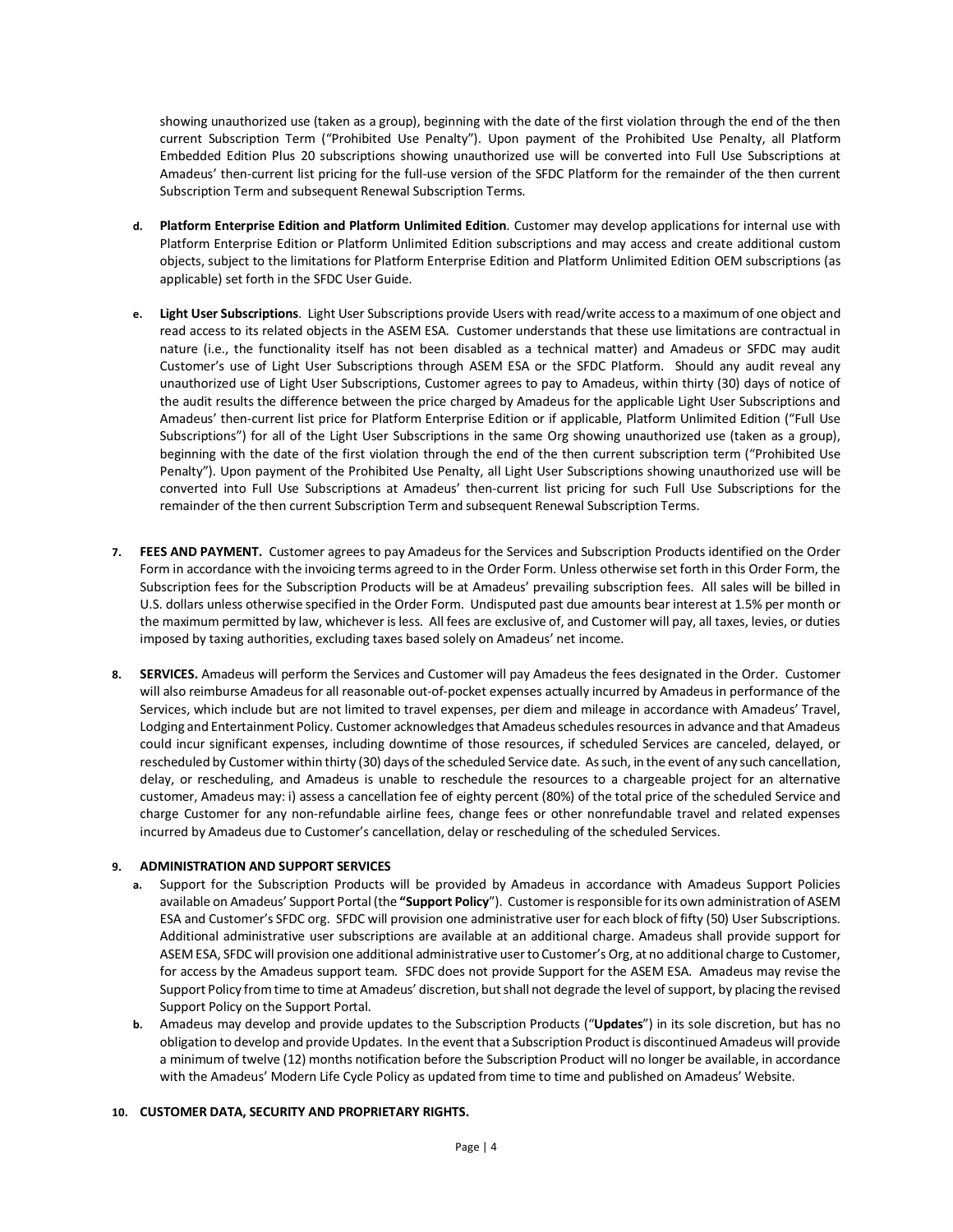showing unauthorized use (taken as a group), beginning with the date of the first violation through the end of the then current Subscription Term ("Prohibited Use Penalty"). Upon payment of the Prohibited Use Penalty, all Platform Embedded Edition Plus 20 subscriptions showing unauthorized use will be converted into Full Use Subscriptions at Amadeus' then-current list pricing for the full-use version of the SFDC Platform for the remainder of the then current Subscription Term and subsequent Renewal Subscription Terms.

d. **Platform Enterprise Edition and Platform Unlimited Edition**. Customer may develop applications for internal use with Platform Enterprise Edition or Platform Unlimited Edition subscriptions and may access and create additional custom objects, subject to the limitations for Platform Enterprise Edition and Platform Unlimited Edition OEM subscriptions (as applicable) set forth in the SFDC User Guide.

e. **Light User Subscriptions**. Light User Subscriptions provide Users with read/write access to a maximum of one object and read access to its related objects in the ASEM ESA. Customer understands that these use limitations are contractual in nature (i.e., the functionality itself has not been disabled as a technical matter) and Amadeus or SFDC may audit Customer's use of Light User Subscriptions through ASEM ESA or the SFDC Platform. Should any audit reveal any unauthorized use of Light User Subscriptions, Customer agrees to pay to Amadeus, within thirty (30) days of notice of the audit results the difference between the price charged by Amadeus for the applicable Light User Subscriptions and Amadeus' then-current list price for Platform Enterprise Edition or if applicable, Platform Unlimited Edition ("Full Use Subscriptions") for all of the Light User Subscriptions in the same Org showing unauthorized use (taken as a group), beginning with the date of the first violation through the end of the then current subscription term ("Prohibited Use Penalty"). Upon payment of the Prohibited Use Penalty, all Light User Subscriptions showing unauthorized use will be converted into Full Use Subscriptions at Amadeus' then-current list pricing for such Full Use Subscriptions for the remainder of the then current Subscription Term and subsequent Renewal Subscription Terms.

7. **FEES AND PAYMENT.** Customer agrees to pay Amadeus for the Services and Subscription Products identified on the Order Form in accordance with the invoicing terms agreed to in the Order Form. Unless otherwise set forth in this Order Form, the Subscription fees for the Subscription Products will be at Amadeus' prevailing subscription fees. All sales will be billed in U.S. dollars unless otherwise specified in the Order Form. Undisputed past due amounts bear interest at 1.5% per month or the maximum permitted by law, whichever is less. All fees are exclusive of, and Customer will pay, all taxes, levies, or duties imposed by taxing authorities, excluding taxes based solely on Amadeus' net income.

8. **SERVICES.** Amadeus will perform the Services and Customer will pay Amadeus the fees designated in the Order. Customer will also reimburse Amadeus for all reasonable out-of-pocket expenses actually incurred by Amadeus in performance of the Services, which include but are not limited to travel expenses, per diem and mileage in accordance with Amadeus' Travel, Lodging and Entertainment Policy. Customer acknowledges that Amadeus schedules resources in advance and that Amadeus could incur significant expenses, including downtime of those resources, if scheduled Services are canceled, delayed, or rescheduled by Customer within thirty (30) days of the scheduled Service date. As such, in the event of any such cancellation, delay, or rescheduling, and Amadeus is unable to reschedule the resources to a chargeable project for an alternative customer, Amadeus may: i) assess a cancellation fee of eighty percent (80%) of the total price of the scheduled Service and charge Customer for any non-refundable airline fees, change fees or other nonrefundable travel and related expenses incurred by Amadeus due to Customer's cancellation, delay or rescheduling of the scheduled Services.

9. **ADMINISTRATION AND SUPPORT SERVICES**

   a. Support for the Subscription Products will be provided by Amadeus in accordance with Amadeus Support Policies available on Amadeus' Support Portal (the **"Support Policy"**). Customer is responsible for its own administration of ASEM ESA and Customer's SFDC org. SFDC will provision one administrative user for each block of fifty (50) User Subscriptions. Additional administrative user subscriptions are available at an additional charge. Amadeus shall provide support for ASEM ESA, SFDC will provision one additional administrative user to Customer's Org, at no additional charge to Customer, for access by the Amadeus support team. SFDC does not provide Support for the ASEM ESA. Amadeus may revise the Support Policy from time to time at Amadeus' discretion, but shall not degrade the level of support, by placing the revised Support Policy on the Support Portal.

   b. Amadeus may develop and provide updates to the Subscription Products ("**Updates**") in its sole discretion, but has no obligation to develop and provide Updates. In the event that a Subscription Product is discontinued Amadeus will provide a minimum of twelve (12) months notification before the Subscription Product will no longer be available, in accordance with the Amadeus' Modern Life Cycle Policy as updated from time to time and published on Amadeus' Website.

10. **CUSTOMER DATA, SECURITY AND PROPRIETARY RIGHTS.**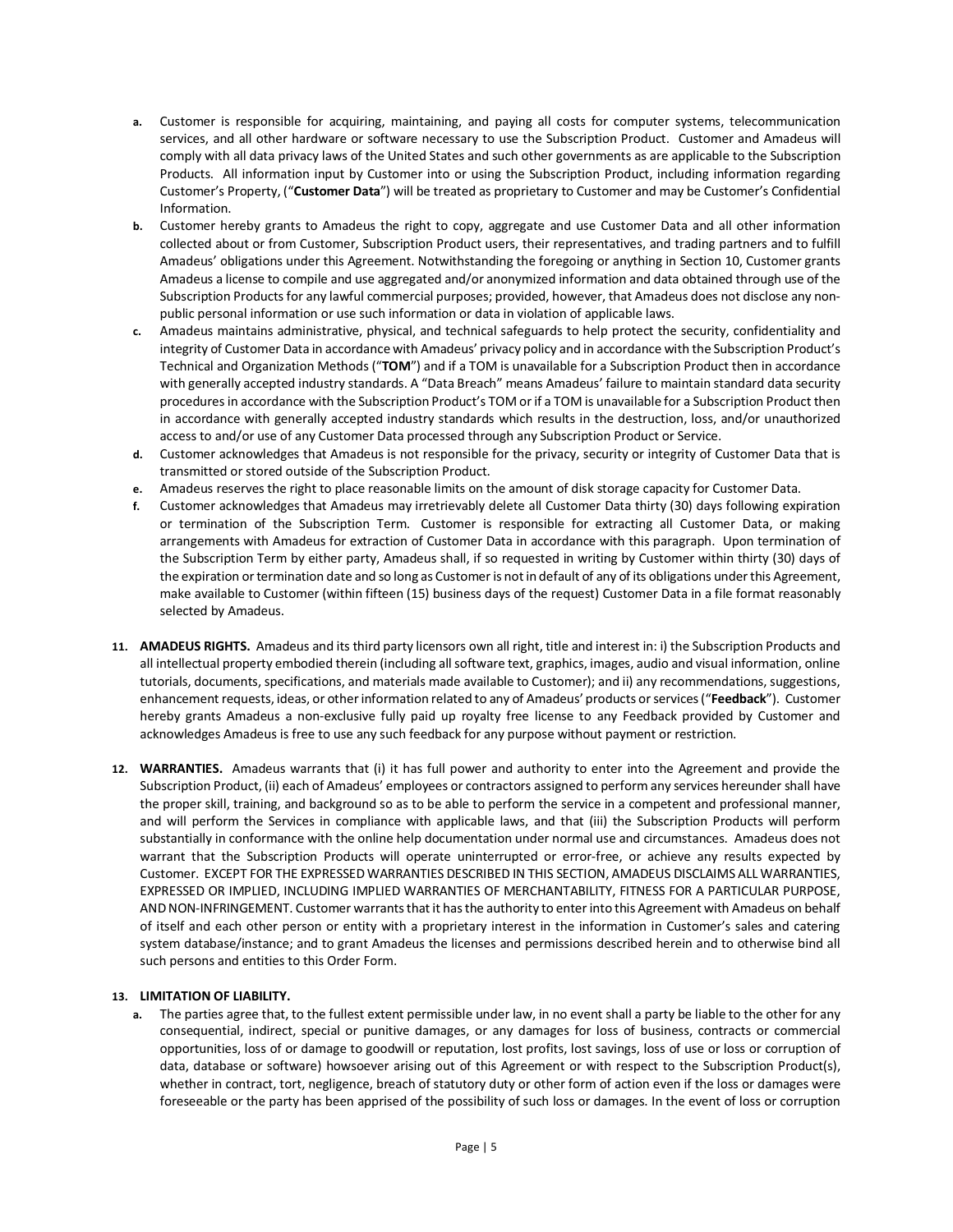a. Customer is responsible for acquiring, maintaining, and paying all costs for computer systems, telecommunication services, and all other hardware or software necessary to use the Subscription Product. Customer and Amadeus will comply with all data privacy laws of the United States and such other governments as are applicable to the Subscription Products. All information input by Customer into or using the Subscription Product, including information regarding Customer's Property, ("**Customer Data**") will be treated as proprietary to Customer and may be Customer's Confidential Information.

b. Customer hereby grants to Amadeus the right to copy, aggregate and use Customer Data and all other information collected about or from Customer, Subscription Product users, their representatives, and trading partners and to fulfill Amadeus' obligations under this Agreement. Notwithstanding the foregoing or anything in Section 10, Customer grants Amadeus a license to compile and use aggregated and/or anonymized information and data obtained through use of the Subscription Products for any lawful commercial purposes; provided, however, that Amadeus does not disclose any non-public personal information or use such information or data in violation of applicable laws.

c. Amadeus maintains administrative, physical, and technical safeguards to help protect the security, confidentiality and integrity of Customer Data in accordance with Amadeus' privacy policy and in accordance with the Subscription Product's Technical and Organization Methods ("**TOM**") and if a TOM is unavailable for a Subscription Product then in accordance with generally accepted industry standards. A "Data Breach" means Amadeus' failure to maintain standard data security procedures in accordance with the Subscription Product's TOM or if a TOM is unavailable for a Subscription Product then in accordance with generally accepted industry standards which results in the destruction, loss, and/or unauthorized access to and/or use of any Customer Data processed through any Subscription Product or Service.

d. Customer acknowledges that Amadeus is not responsible for the privacy, security or integrity of Customer Data that is transmitted or stored outside of the Subscription Product.

e. Amadeus reserves the right to place reasonable limits on the amount of disk storage capacity for Customer Data.

f. Customer acknowledges that Amadeus may irretrievably delete all Customer Data thirty (30) days following expiration or termination of the Subscription Term. Customer is responsible for extracting all Customer Data, or making arrangements with Amadeus for extraction of Customer Data in accordance with this paragraph. Upon termination of the Subscription Term by either party, Amadeus shall, if so requested in writing by Customer within thirty (30) days of the expiration or termination date and so long as Customer is not in default of any of its obligations under this Agreement, make available to Customer (within fifteen (15) business days of the request) Customer Data in a file format reasonably selected by Amadeus.

11. **AMADEUS RIGHTS.** Amadeus and its third party licensors own all right, title and interest in: i) the Subscription Products and all intellectual property embodied therein (including all software text, graphics, images, audio and visual information, online tutorials, documents, specifications, and materials made available to Customer); and ii) any recommendations, suggestions, enhancement requests, ideas, or other information related to any of Amadeus' products or services ("**Feedback**"). Customer hereby grants Amadeus a non-exclusive fully paid up royalty free license to any Feedback provided by Customer and acknowledges Amadeus is free to use any such feedback for any purpose without payment or restriction.

12. **WARRANTIES.** Amadeus warrants that (i) it has full power and authority to enter into the Agreement and provide the Subscription Product, (ii) each of Amadeus' employees or contractors assigned to perform any services hereunder shall have the proper skill, training, and background so as to be able to perform the service in a competent and professional manner, and will perform the Services in compliance with applicable laws, and that (iii) the Subscription Products will perform substantially in conformance with the online help documentation under normal use and circumstances. Amadeus does not warrant that the Subscription Products will operate uninterrupted or error-free, or achieve any results expected by Customer. EXCEPT FOR THE EXPRESSED WARRANTIES DESCRIBED IN THIS SECTION, AMADEUS DISCLAIMS ALL WARRANTIES, EXPRESSED OR IMPLIED, INCLUDING IMPLIED WARRANTIES OF MERCHANTABILITY, FITNESS FOR A PARTICULAR PURPOSE, AND NON-INFRINGEMENT. Customer warrants that it has the authority to enter into this Agreement with Amadeus on behalf of itself and each other person or entity with a proprietary interest in the information in Customer's sales and catering system database/instance; and to grant Amadeus the licenses and permissions described herein and to otherwise bind all such persons and entities to this Order Form.

13. **LIMITATION OF LIABILITY.**

a. The parties agree that, to the fullest extent permissible under law, in no event shall a party be liable to the other for any consequential, indirect, special or punitive damages, or any damages for loss of business, contracts or commercial opportunities, loss of or damage to goodwill or reputation, lost profits, lost savings, loss of use or loss or corruption of data, database or software) howsoever arising out of this Agreement or with respect to the Subscription Product(s), whether in contract, tort, negligence, breach of statutory duty or other form of action even if the loss or damages were foreseeable or the party has been apprised of the possibility of such loss or damages. In the event of loss or corruption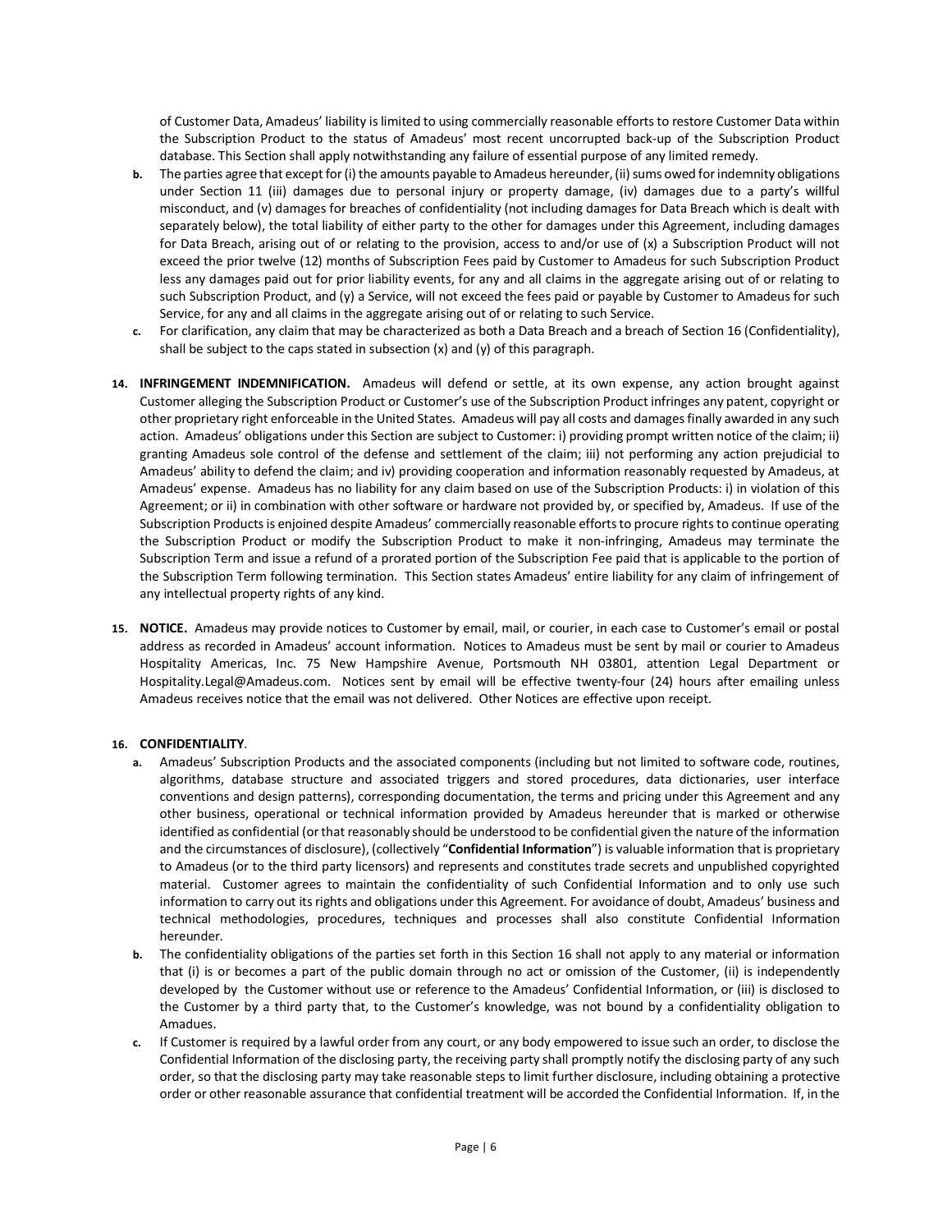of Customer Data, Amadeus' liability is limited to using commercially reasonable efforts to restore Customer Data within the Subscription Product to the status of Amadeus' most recent uncorrupted back-up of the Subscription Product database. This Section shall apply notwithstanding any failure of essential purpose of any limited remedy.

b. The parties agree that except for (i) the amounts payable to Amadeus hereunder, (ii) sums owed for indemnity obligations under Section 11 (iii) damages due to personal injury or property damage, (iv) damages due to a party's willful misconduct, and (v) damages for breaches of confidentiality (not including damages for Data Breach which is dealt with separately below), the total liability of either party to the other for damages under this Agreement, including damages for Data Breach, arising out of or relating to the provision, access to and/or use of (x) a Subscription Product will not exceed the prior twelve (12) months of Subscription Fees paid by Customer to Amadeus for such Subscription Product less any damages paid out for prior liability events, for any and all claims in the aggregate arising out of or relating to such Subscription Product, and (y) a Service, will not exceed the fees paid or payable by Customer to Amadeus for such Service, for any and all claims in the aggregate arising out of or relating to such Service.

c. For clarification, any claim that may be characterized as both a Data Breach and a breach of Section 16 (Confidentiality), shall be subject to the caps stated in subsection (x) and (y) of this paragraph.

14. **INFRINGEMENT INDEMNIFICATION.** Amadeus will defend or settle, at its own expense, any action brought against Customer alleging the Subscription Product or Customer's use of the Subscription Product infringes any patent, copyright or other proprietary right enforceable in the United States. Amadeus will pay all costs and damages finally awarded in any such action. Amadeus' obligations under this Section are subject to Customer: i) providing prompt written notice of the claim; ii) granting Amadeus sole control of the defense and settlement of the claim; iii) not performing any action prejudicial to Amadeus' ability to defend the claim; and iv) providing cooperation and information reasonably requested by Amadeus, at Amadeus' expense. Amadeus has no liability for any claim based on use of the Subscription Products: i) in violation of this Agreement; or ii) in combination with other software or hardware not provided by, or specified by, Amadeus. If use of the Subscription Products is enjoined despite Amadeus' commercially reasonable efforts to procure rights to continue operating the Subscription Product or modify the Subscription Product to make it non-infringing, Amadeus may terminate the Subscription Term and issue a refund of a prorated portion of the Subscription Fee paid that is applicable to the portion of the Subscription Term following termination. This Section states Amadeus' entire liability for any claim of infringement of any intellectual property rights of any kind.

15. **NOTICE.** Amadeus may provide notices to Customer by email, mail, or courier, in each case to Customer's email or postal address as recorded in Amadeus' account information. Notices to Amadeus must be sent by mail or courier to Amadeus Hospitality Americas, Inc. 75 New Hampshire Avenue, Portsmouth NH 03801, attention Legal Department or Hospitality.Legal@Amadeus.com. Notices sent by email will be effective twenty-four (24) hours after emailing unless Amadeus receives notice that the email was not delivered. Other Notices are effective upon receipt.

16. **CONFIDENTIALITY**.

a. Amadeus' Subscription Products and the associated components (including but not limited to software code, routines, algorithms, database structure and associated triggers and stored procedures, data dictionaries, user interface conventions and design patterns), corresponding documentation, the terms and pricing under this Agreement and any other business, operational or technical information provided by Amadeus hereunder that is marked or otherwise identified as confidential (or that reasonably should be understood to be confidential given the nature of the information and the circumstances of disclosure), (collectively "**Confidential Information**") is valuable information that is proprietary to Amadeus (or to the third party licensors) and represents and constitutes trade secrets and unpublished copyrighted material. Customer agrees to maintain the confidentiality of such Confidential Information and to only use such information to carry out its rights and obligations under this Agreement. For avoidance of doubt, Amadeus' business and technical methodologies, procedures, techniques and processes shall also constitute Confidential Information hereunder.

b. The confidentiality obligations of the parties set forth in this Section 16 shall not apply to any material or information that (i) is or becomes a part of the public domain through no act or omission of the Customer, (ii) is independently developed by the Customer without use or reference to the Amadeus' Confidential Information, or (iii) is disclosed to the Customer by a third party that, to the Customer's knowledge, was not bound by a confidentiality obligation to Amadues.

c. If Customer is required by a lawful order from any court, or any body empowered to issue such an order, to disclose the Confidential Information of the disclosing party, the receiving party shall promptly notify the disclosing party of any such order, so that the disclosing party may take reasonable steps to limit further disclosure, including obtaining a protective order or other reasonable assurance that confidential treatment will be accorded the Confidential Information. If, in the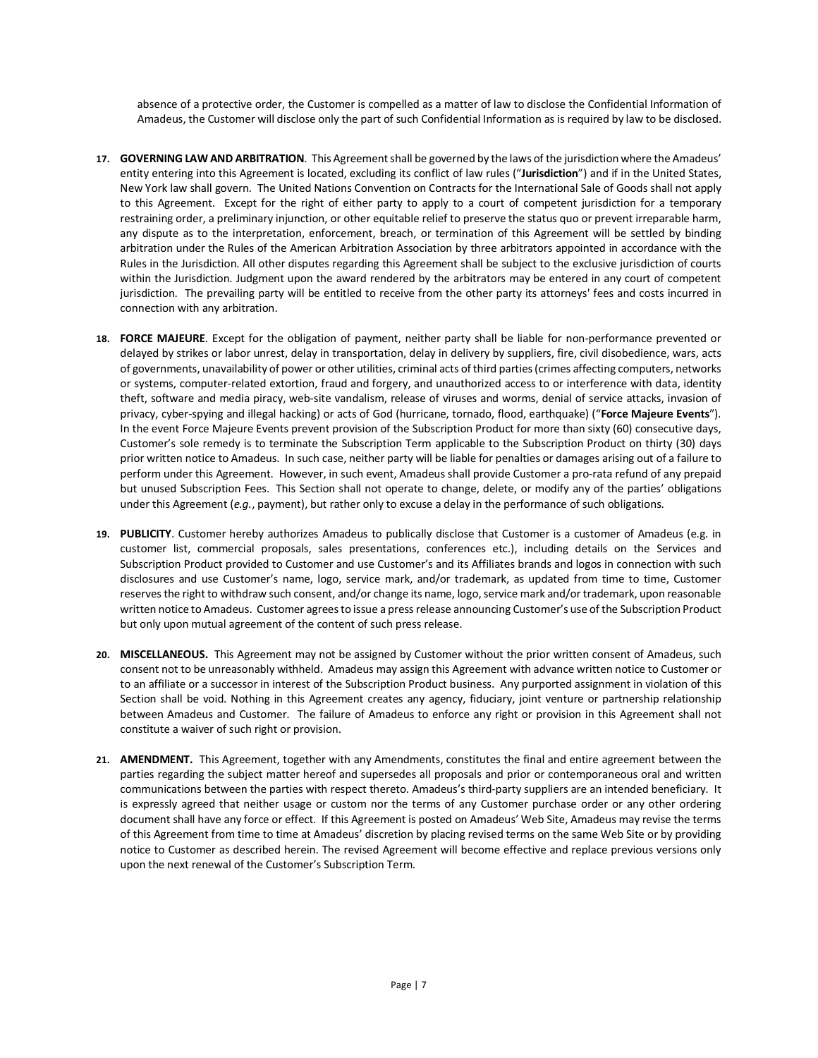absence of a protective order, the Customer is compelled as a matter of law to disclose the Confidential Information of Amadeus, the Customer will disclose only the part of such Confidential Information as is required by law to be disclosed.

17. **GOVERNING LAW AND ARBITRATION**. This Agreement shall be governed by the laws of the jurisdiction where the Amadeus' entity entering into this Agreement is located, excluding its conflict of law rules ("**Jurisdiction**") and if in the United States, New York law shall govern. The United Nations Convention on Contracts for the International Sale of Goods shall not apply to this Agreement. Except for the right of either party to apply to a court of competent jurisdiction for a temporary restraining order, a preliminary injunction, or other equitable relief to preserve the status quo or prevent irreparable harm, any dispute as to the interpretation, enforcement, breach, or termination of this Agreement will be settled by binding arbitration under the Rules of the American Arbitration Association by three arbitrators appointed in accordance with the Rules in the Jurisdiction. All other disputes regarding this Agreement shall be subject to the exclusive jurisdiction of courts within the Jurisdiction. Judgment upon the award rendered by the arbitrators may be entered in any court of competent jurisdiction. The prevailing party will be entitled to receive from the other party its attorneys' fees and costs incurred in connection with any arbitration.

18. **FORCE MAJEURE**. Except for the obligation of payment, neither party shall be liable for non-performance prevented or delayed by strikes or labor unrest, delay in transportation, delay in delivery by suppliers, fire, civil disobedience, wars, acts of governments, unavailability of power or other utilities, criminal acts of third parties (crimes affecting computers, networks or systems, computer-related extortion, fraud and forgery, and unauthorized access to or interference with data, identity theft, software and media piracy, web-site vandalism, release of viruses and worms, denial of service attacks, invasion of privacy, cyber-spying and illegal hacking) or acts of God (hurricane, tornado, flood, earthquake) ("**Force Majeure Events**"). In the event Force Majeure Events prevent provision of the Subscription Product for more than sixty (60) consecutive days, Customer's sole remedy is to terminate the Subscription Term applicable to the Subscription Product on thirty (30) days prior written notice to Amadeus. In such case, neither party will be liable for penalties or damages arising out of a failure to perform under this Agreement. However, in such event, Amadeus shall provide Customer a pro-rata refund of any prepaid but unused Subscription Fees. This Section shall not operate to change, delete, or modify any of the parties' obligations under this Agreement (*e.g.*, payment), but rather only to excuse a delay in the performance of such obligations.

19. **PUBLICITY**. Customer hereby authorizes Amadeus to publically disclose that Customer is a customer of Amadeus (e.g. in customer list, commercial proposals, sales presentations, conferences etc.), including details on the Services and Subscription Product provided to Customer and use Customer's and its Affiliates brands and logos in connection with such disclosures and use Customer's name, logo, service mark, and/or trademark, as updated from time to time, Customer reserves the right to withdraw such consent, and/or change its name, logo, service mark and/or trademark, upon reasonable written notice to Amadeus. Customer agrees to issue a press release announcing Customer's use of the Subscription Product but only upon mutual agreement of the content of such press release.

20. **MISCELLANEOUS.** This Agreement may not be assigned by Customer without the prior written consent of Amadeus, such consent not to be unreasonably withheld. Amadeus may assign this Agreement with advance written notice to Customer or to an affiliate or a successor in interest of the Subscription Product business. Any purported assignment in violation of this Section shall be void. Nothing in this Agreement creates any agency, fiduciary, joint venture or partnership relationship between Amadeus and Customer. The failure of Amadeus to enforce any right or provision in this Agreement shall not constitute a waiver of such right or provision.

21. **AMENDMENT.** This Agreement, together with any Amendments, constitutes the final and entire agreement between the parties regarding the subject matter hereof and supersedes all proposals and prior or contemporaneous oral and written communications between the parties with respect thereto. Amadeus's third-party suppliers are an intended beneficiary. It is expressly agreed that neither usage or custom nor the terms of any Customer purchase order or any other ordering document shall have any force or effect. If this Agreement is posted on Amadeus' Web Site, Amadeus may revise the terms of this Agreement from time to time at Amadeus' discretion by placing revised terms on the same Web Site or by providing notice to Customer as described herein. The revised Agreement will become effective and replace previous versions only upon the next renewal of the Customer's Subscription Term.